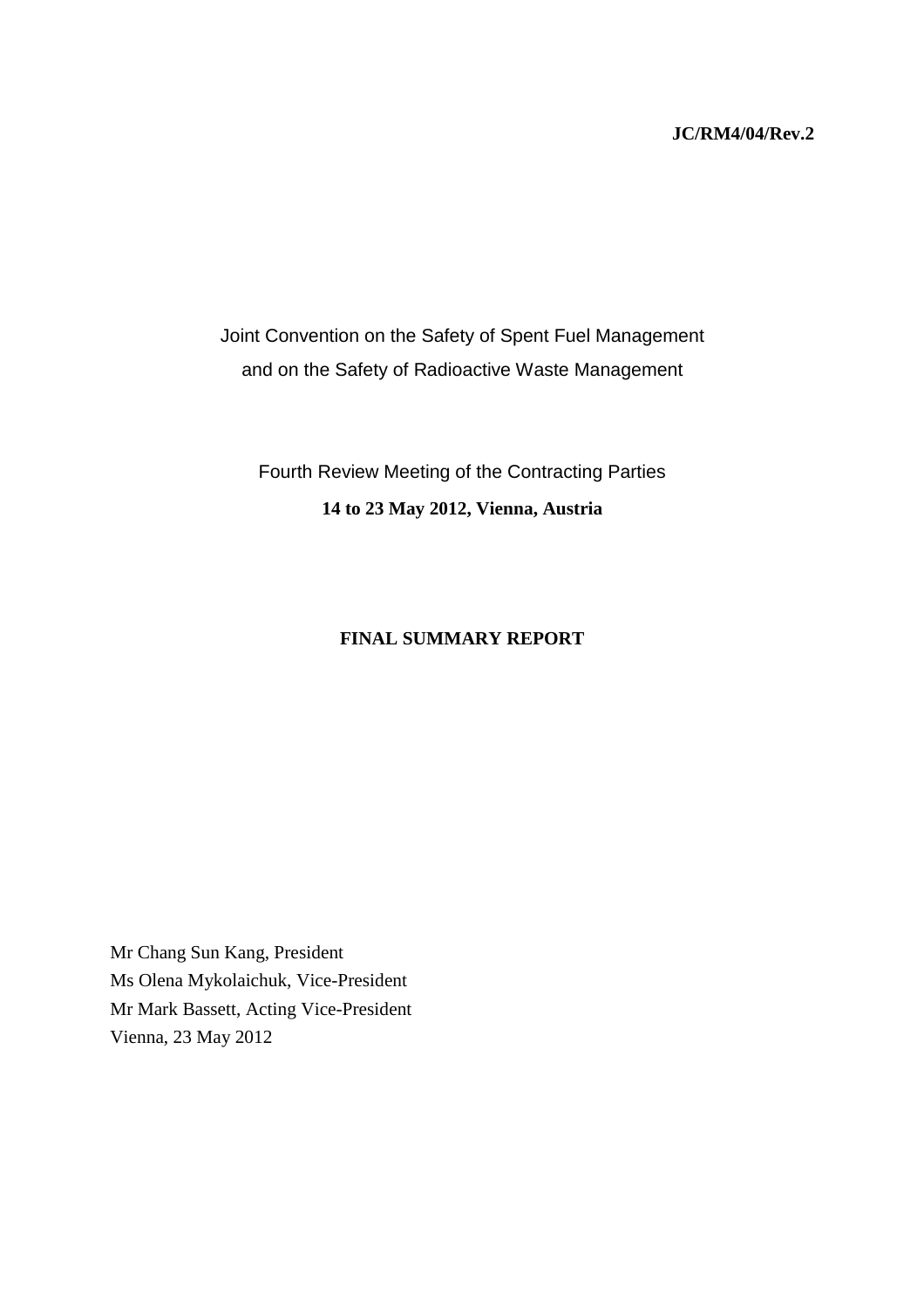**JC/RM4/04/Rev.2**

Joint Convention on the Safety of Spent Fuel Management and on the Safety of Radioactive Waste Management

Fourth Review Meeting of the Contracting Parties

**14 to 23 May 2012, Vienna, Austria**

# FINAL SUMMARY REPORT

Mr Chang Sun Kang, President
Ms Olena Mykolaichuk, Vice-President
Mr Mark Bassett, Acting Vice-President
Vienna, 23 May 2012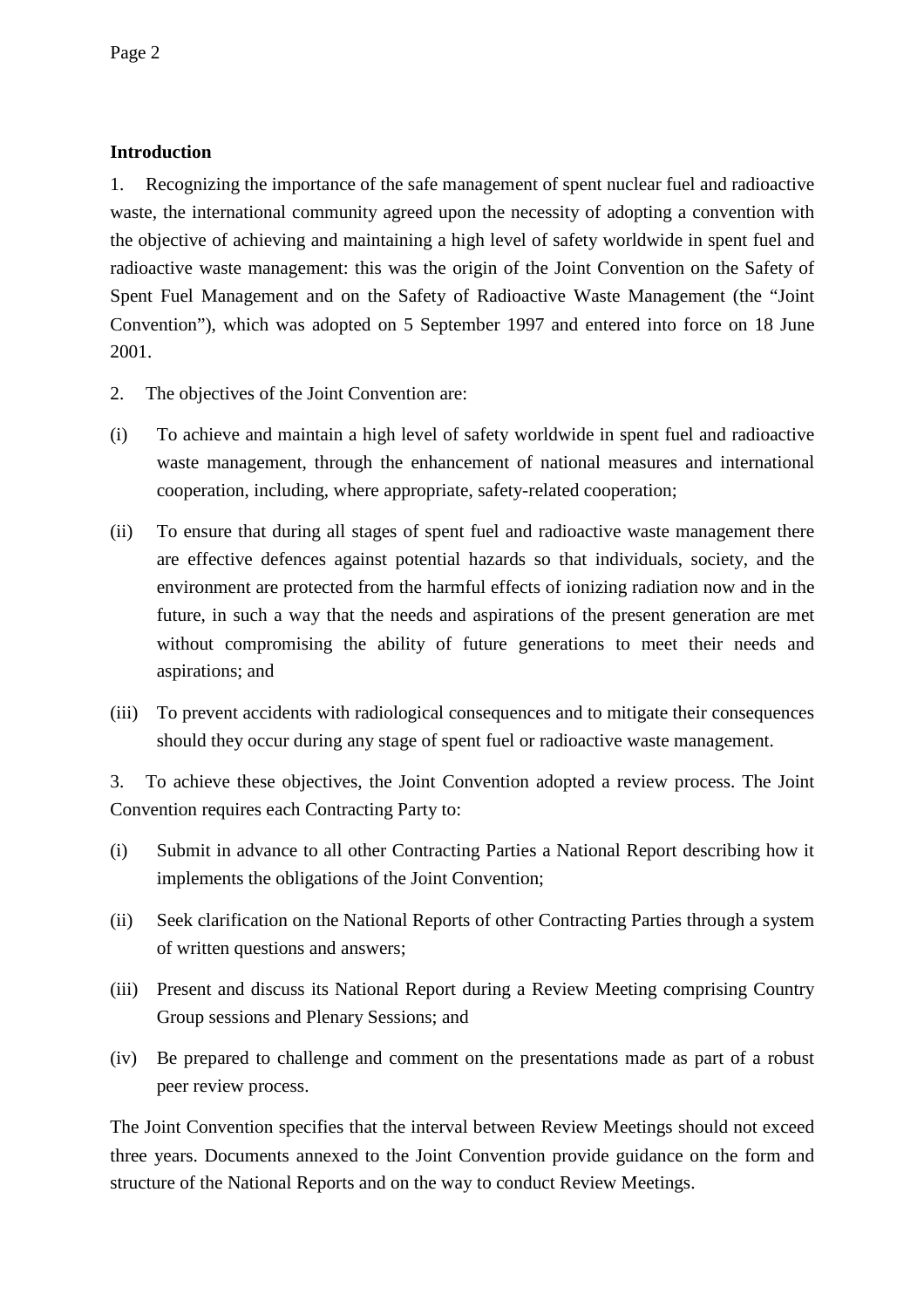**Introduction**

1. Recognizing the importance of the safe management of spent nuclear fuel and radioactive waste, the international community agreed upon the necessity of adopting a convention with the objective of achieving and maintaining a high level of safety worldwide in spent fuel and radioactive waste management: this was the origin of the Joint Convention on the Safety of Spent Fuel Management and on the Safety of Radioactive Waste Management (the "Joint Convention"), which was adopted on 5 September 1997 and entered into force on 18 June 2001.

2. The objectives of the Joint Convention are:

(i) To achieve and maintain a high level of safety worldwide in spent fuel and radioactive waste management, through the enhancement of national measures and international cooperation, including, where appropriate, safety-related cooperation;

(ii) To ensure that during all stages of spent fuel and radioactive waste management there are effective defences against potential hazards so that individuals, society, and the environment are protected from the harmful effects of ionizing radiation now and in the future, in such a way that the needs and aspirations of the present generation are met without compromising the ability of future generations to meet their needs and aspirations; and

(iii) To prevent accidents with radiological consequences and to mitigate their consequences should they occur during any stage of spent fuel or radioactive waste management.

3. To achieve these objectives, the Joint Convention adopted a review process. The Joint Convention requires each Contracting Party to:

(i) Submit in advance to all other Contracting Parties a National Report describing how it implements the obligations of the Joint Convention;

(ii) Seek clarification on the National Reports of other Contracting Parties through a system of written questions and answers;

(iii) Present and discuss its National Report during a Review Meeting comprising Country Group sessions and Plenary Sessions; and

(iv) Be prepared to challenge and comment on the presentations made as part of a robust peer review process.

The Joint Convention specifies that the interval between Review Meetings should not exceed three years. Documents annexed to the Joint Convention provide guidance on the form and structure of the National Reports and on the way to conduct Review Meetings.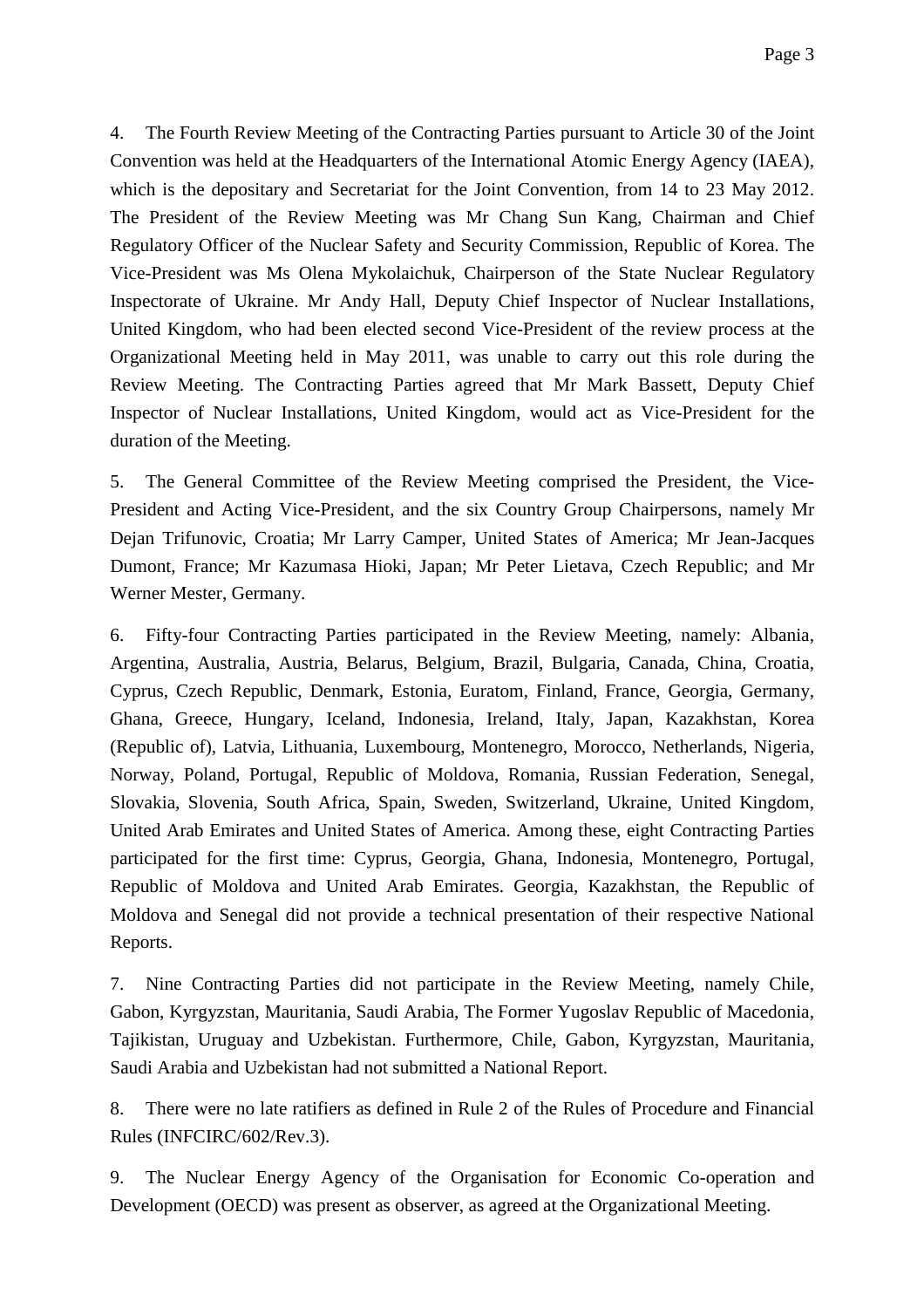4. The Fourth Review Meeting of the Contracting Parties pursuant to Article 30 of the Joint Convention was held at the Headquarters of the International Atomic Energy Agency (IAEA), which is the depositary and Secretariat for the Joint Convention, from 14 to 23 May 2012. The President of the Review Meeting was Mr Chang Sun Kang, Chairman and Chief Regulatory Officer of the Nuclear Safety and Security Commission, Republic of Korea. The Vice-President was Ms Olena Mykolaichuk, Chairperson of the State Nuclear Regulatory Inspectorate of Ukraine. Mr Andy Hall, Deputy Chief Inspector of Nuclear Installations, United Kingdom, who had been elected second Vice-President of the review process at the Organizational Meeting held in May 2011, was unable to carry out this role during the Review Meeting. The Contracting Parties agreed that Mr Mark Bassett, Deputy Chief Inspector of Nuclear Installations, United Kingdom, would act as Vice-President for the duration of the Meeting.

5. The General Committee of the Review Meeting comprised the President, the Vice-President and Acting Vice-President, and the six Country Group Chairpersons, namely Mr Dejan Trifunovic, Croatia; Mr Larry Camper, United States of America; Mr Jean-Jacques Dumont, France; Mr Kazumasa Hioki, Japan; Mr Peter Lietava, Czech Republic; and Mr Werner Mester, Germany.

6. Fifty-four Contracting Parties participated in the Review Meeting, namely: Albania, Argentina, Australia, Austria, Belarus, Belgium, Brazil, Bulgaria, Canada, China, Croatia, Cyprus, Czech Republic, Denmark, Estonia, Euratom, Finland, France, Georgia, Germany, Ghana, Greece, Hungary, Iceland, Indonesia, Ireland, Italy, Japan, Kazakhstan, Korea (Republic of), Latvia, Lithuania, Luxembourg, Montenegro, Morocco, Netherlands, Nigeria, Norway, Poland, Portugal, Republic of Moldova, Romania, Russian Federation, Senegal, Slovakia, Slovenia, South Africa, Spain, Sweden, Switzerland, Ukraine, United Kingdom, United Arab Emirates and United States of America. Among these, eight Contracting Parties participated for the first time: Cyprus, Georgia, Ghana, Indonesia, Montenegro, Portugal, Republic of Moldova and United Arab Emirates. Georgia, Kazakhstan, the Republic of Moldova and Senegal did not provide a technical presentation of their respective National Reports.

7. Nine Contracting Parties did not participate in the Review Meeting, namely Chile, Gabon, Kyrgyzstan, Mauritania, Saudi Arabia, The Former Yugoslav Republic of Macedonia, Tajikistan, Uruguay and Uzbekistan. Furthermore, Chile, Gabon, Kyrgyzstan, Mauritania, Saudi Arabia and Uzbekistan had not submitted a National Report.

8. There were no late ratifiers as defined in Rule 2 of the Rules of Procedure and Financial Rules (INFCIRC/602/Rev.3).

9. The Nuclear Energy Agency of the Organisation for Economic Co-operation and Development (OECD) was present as observer, as agreed at the Organizational Meeting.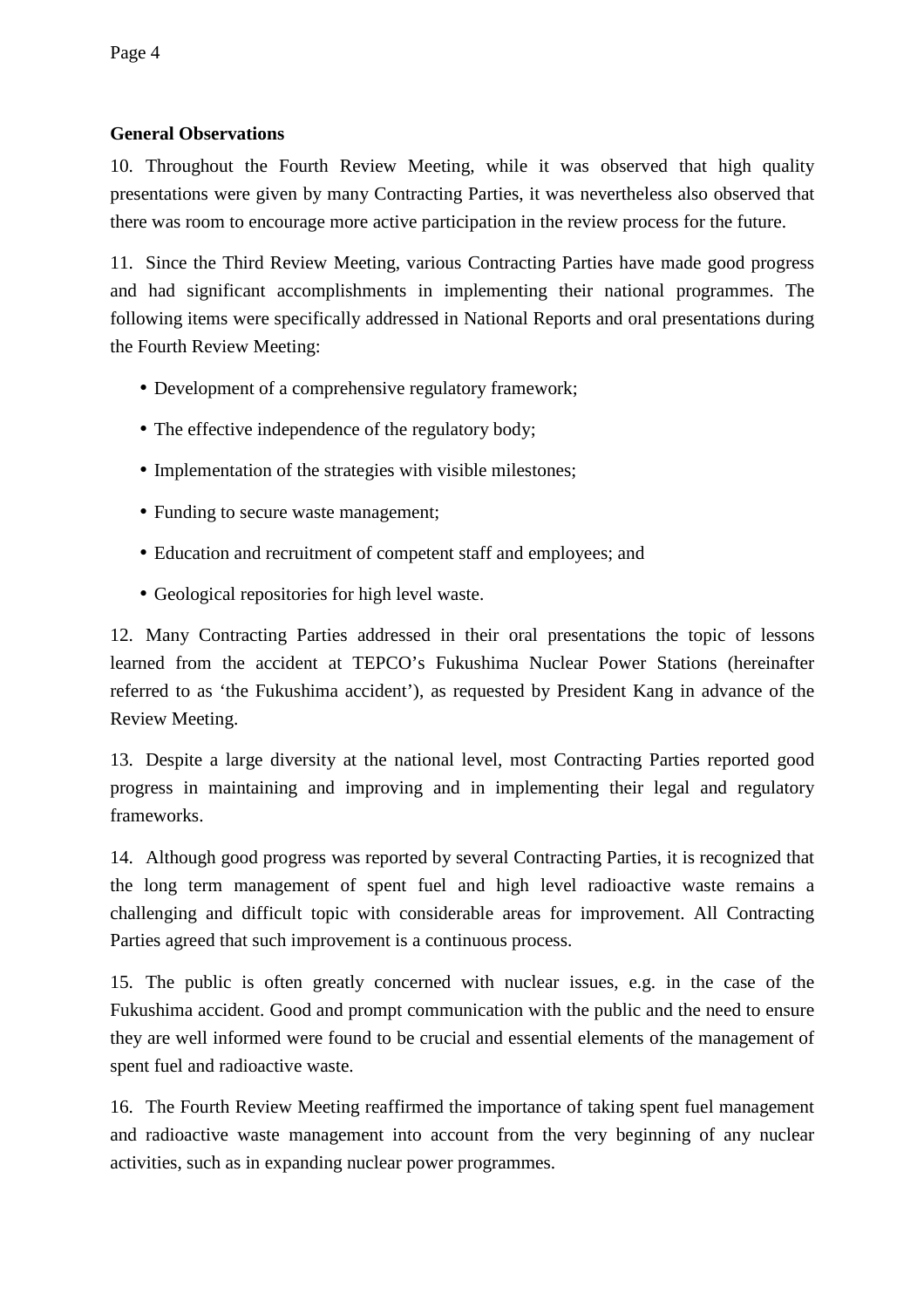**General Observations**

10. Throughout the Fourth Review Meeting, while it was observed that high quality presentations were given by many Contracting Parties, it was nevertheless also observed that there was room to encourage more active participation in the review process for the future.

11. Since the Third Review Meeting, various Contracting Parties have made good progress and had significant accomplishments in implementing their national programmes. The following items were specifically addressed in National Reports and oral presentations during the Fourth Review Meeting:

- Development of a comprehensive regulatory framework;
- The effective independence of the regulatory body;
- Implementation of the strategies with visible milestones;
- Funding to secure waste management;
- Education and recruitment of competent staff and employees; and
- Geological repositories for high level waste.

12. Many Contracting Parties addressed in their oral presentations the topic of lessons learned from the accident at TEPCO's Fukushima Nuclear Power Stations (hereinafter referred to as 'the Fukushima accident'), as requested by President Kang in advance of the Review Meeting.

13. Despite a large diversity at the national level, most Contracting Parties reported good progress in maintaining and improving and in implementing their legal and regulatory frameworks.

14. Although good progress was reported by several Contracting Parties, it is recognized that the long term management of spent fuel and high level radioactive waste remains a challenging and difficult topic with considerable areas for improvement. All Contracting Parties agreed that such improvement is a continuous process.

15. The public is often greatly concerned with nuclear issues, e.g. in the case of the Fukushima accident. Good and prompt communication with the public and the need to ensure they are well informed were found to be crucial and essential elements of the management of spent fuel and radioactive waste.

16. The Fourth Review Meeting reaffirmed the importance of taking spent fuel management and radioactive waste management into account from the very beginning of any nuclear activities, such as in expanding nuclear power programmes.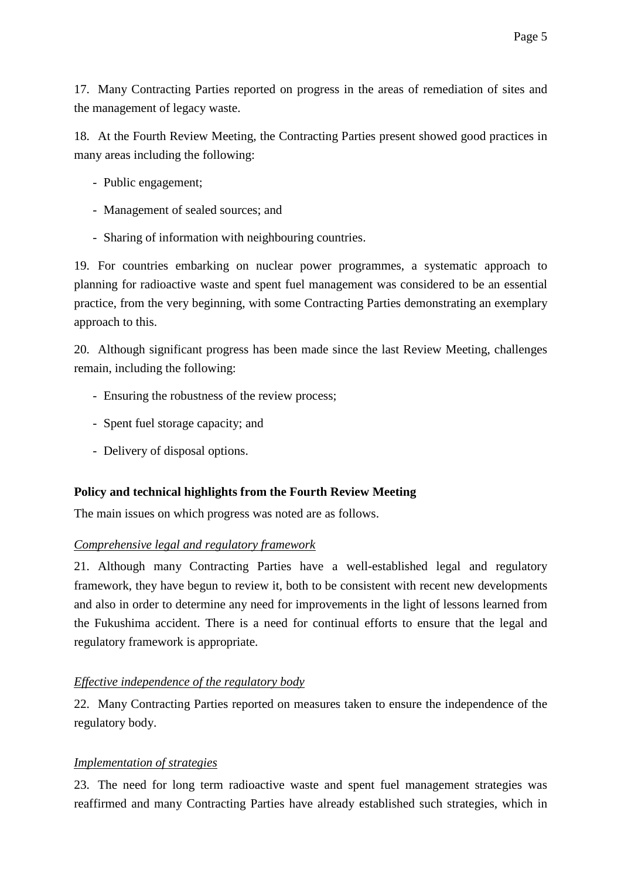17. Many Contracting Parties reported on progress in the areas of remediation of sites and the management of legacy waste.

18. At the Fourth Review Meeting, the Contracting Parties present showed good practices in many areas including the following:

- Public engagement;
- Management of sealed sources; and
- Sharing of information with neighbouring countries.

19. For countries embarking on nuclear power programmes, a systematic approach to planning for radioactive waste and spent fuel management was considered to be an essential practice, from the very beginning, with some Contracting Parties demonstrating an exemplary approach to this.

20. Although significant progress has been made since the last Review Meeting, challenges remain, including the following:

- Ensuring the robustness of the review process;
- Spent fuel storage capacity; and
- Delivery of disposal options.

**Policy and technical highlights from the Fourth Review Meeting**

The main issues on which progress was noted are as follows.

*Comprehensive legal and regulatory framework*

21. Although many Contracting Parties have a well-established legal and regulatory framework, they have begun to review it, both to be consistent with recent new developments and also in order to determine any need for improvements in the light of lessons learned from the Fukushima accident. There is a need for continual efforts to ensure that the legal and regulatory framework is appropriate.

*Effective independence of the regulatory body*

22. Many Contracting Parties reported on measures taken to ensure the independence of the regulatory body.

*Implementation of strategies*

23. The need for long term radioactive waste and spent fuel management strategies was reaffirmed and many Contracting Parties have already established such strategies, which in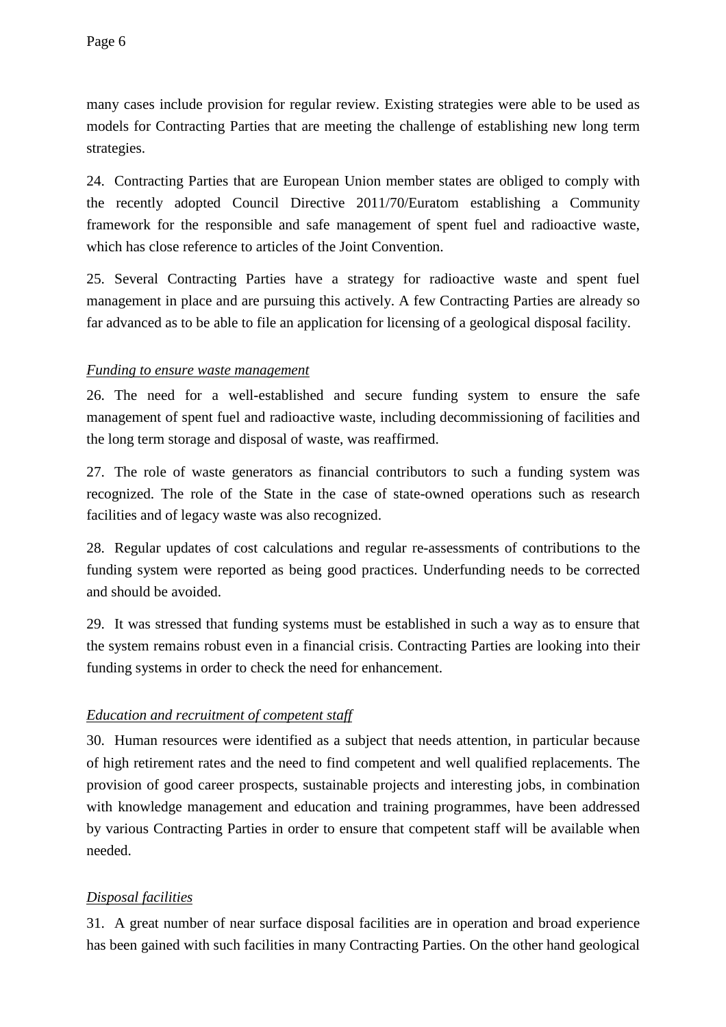many cases include provision for regular review. Existing strategies were able to be used as models for Contracting Parties that are meeting the challenge of establishing new long term strategies.

24. Contracting Parties that are European Union member states are obliged to comply with the recently adopted Council Directive 2011/70/Euratom establishing a Community framework for the responsible and safe management of spent fuel and radioactive waste, which has close reference to articles of the Joint Convention.

25. Several Contracting Parties have a strategy for radioactive waste and spent fuel management in place and are pursuing this actively. A few Contracting Parties are already so far advanced as to be able to file an application for licensing of a geological disposal facility.

*Funding to ensure waste management*

26. The need for a well-established and secure funding system to ensure the safe management of spent fuel and radioactive waste, including decommissioning of facilities and the long term storage and disposal of waste, was reaffirmed.

27. The role of waste generators as financial contributors to such a funding system was recognized. The role of the State in the case of state-owned operations such as research facilities and of legacy waste was also recognized.

28. Regular updates of cost calculations and regular re-assessments of contributions to the funding system were reported as being good practices. Underfunding needs to be corrected and should be avoided.

29. It was stressed that funding systems must be established in such a way as to ensure that the system remains robust even in a financial crisis. Contracting Parties are looking into their funding systems in order to check the need for enhancement.

*Education and recruitment of competent staff*

30. Human resources were identified as a subject that needs attention, in particular because of high retirement rates and the need to find competent and well qualified replacements. The provision of good career prospects, sustainable projects and interesting jobs, in combination with knowledge management and education and training programmes, have been addressed by various Contracting Parties in order to ensure that competent staff will be available when needed.

*Disposal facilities*

31. A great number of near surface disposal facilities are in operation and broad experience has been gained with such facilities in many Contracting Parties. On the other hand geological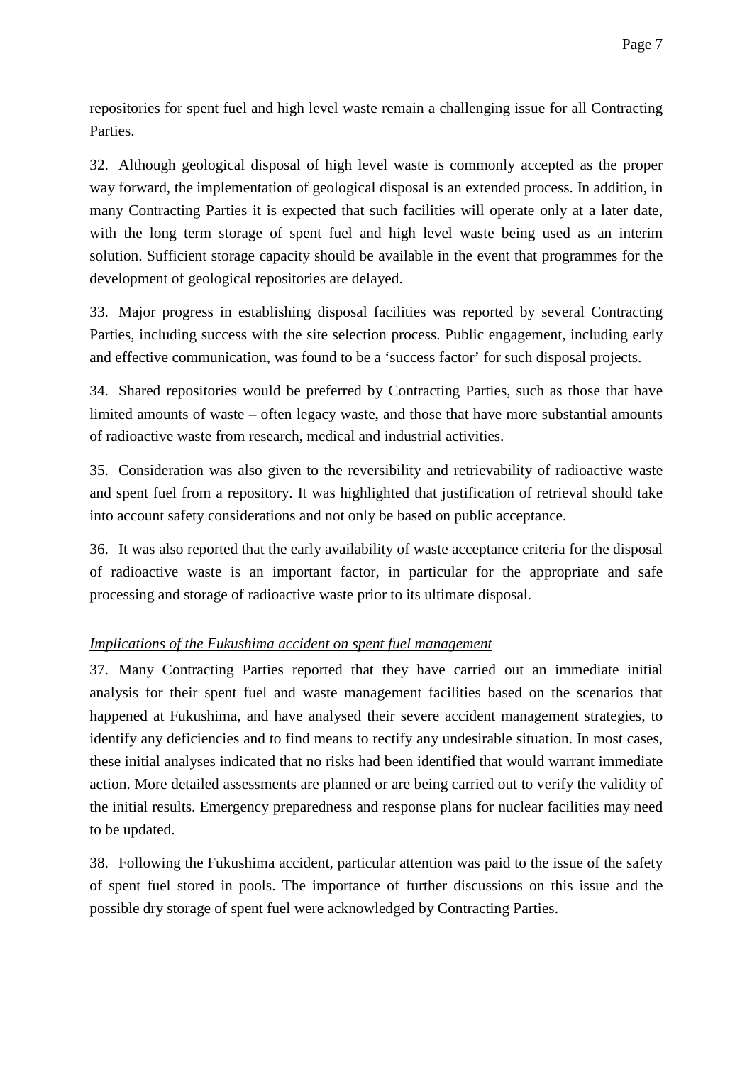repositories for spent fuel and high level waste remain a challenging issue for all Contracting Parties.

32. Although geological disposal of high level waste is commonly accepted as the proper way forward, the implementation of geological disposal is an extended process. In addition, in many Contracting Parties it is expected that such facilities will operate only at a later date, with the long term storage of spent fuel and high level waste being used as an interim solution. Sufficient storage capacity should be available in the event that programmes for the development of geological repositories are delayed.

33. Major progress in establishing disposal facilities was reported by several Contracting Parties, including success with the site selection process. Public engagement, including early and effective communication, was found to be a 'success factor' for such disposal projects.

34. Shared repositories would be preferred by Contracting Parties, such as those that have limited amounts of waste – often legacy waste, and those that have more substantial amounts of radioactive waste from research, medical and industrial activities.

35. Consideration was also given to the reversibility and retrievability of radioactive waste and spent fuel from a repository. It was highlighted that justification of retrieval should take into account safety considerations and not only be based on public acceptance.

36. It was also reported that the early availability of waste acceptance criteria for the disposal of radioactive waste is an important factor, in particular for the appropriate and safe processing and storage of radioactive waste prior to its ultimate disposal.

*Implications of the Fukushima accident on spent fuel management*

37. Many Contracting Parties reported that they have carried out an immediate initial analysis for their spent fuel and waste management facilities based on the scenarios that happened at Fukushima, and have analysed their severe accident management strategies, to identify any deficiencies and to find means to rectify any undesirable situation. In most cases, these initial analyses indicated that no risks had been identified that would warrant immediate action. More detailed assessments are planned or are being carried out to verify the validity of the initial results. Emergency preparedness and response plans for nuclear facilities may need to be updated.

38. Following the Fukushima accident, particular attention was paid to the issue of the safety of spent fuel stored in pools. The importance of further discussions on this issue and the possible dry storage of spent fuel were acknowledged by Contracting Parties.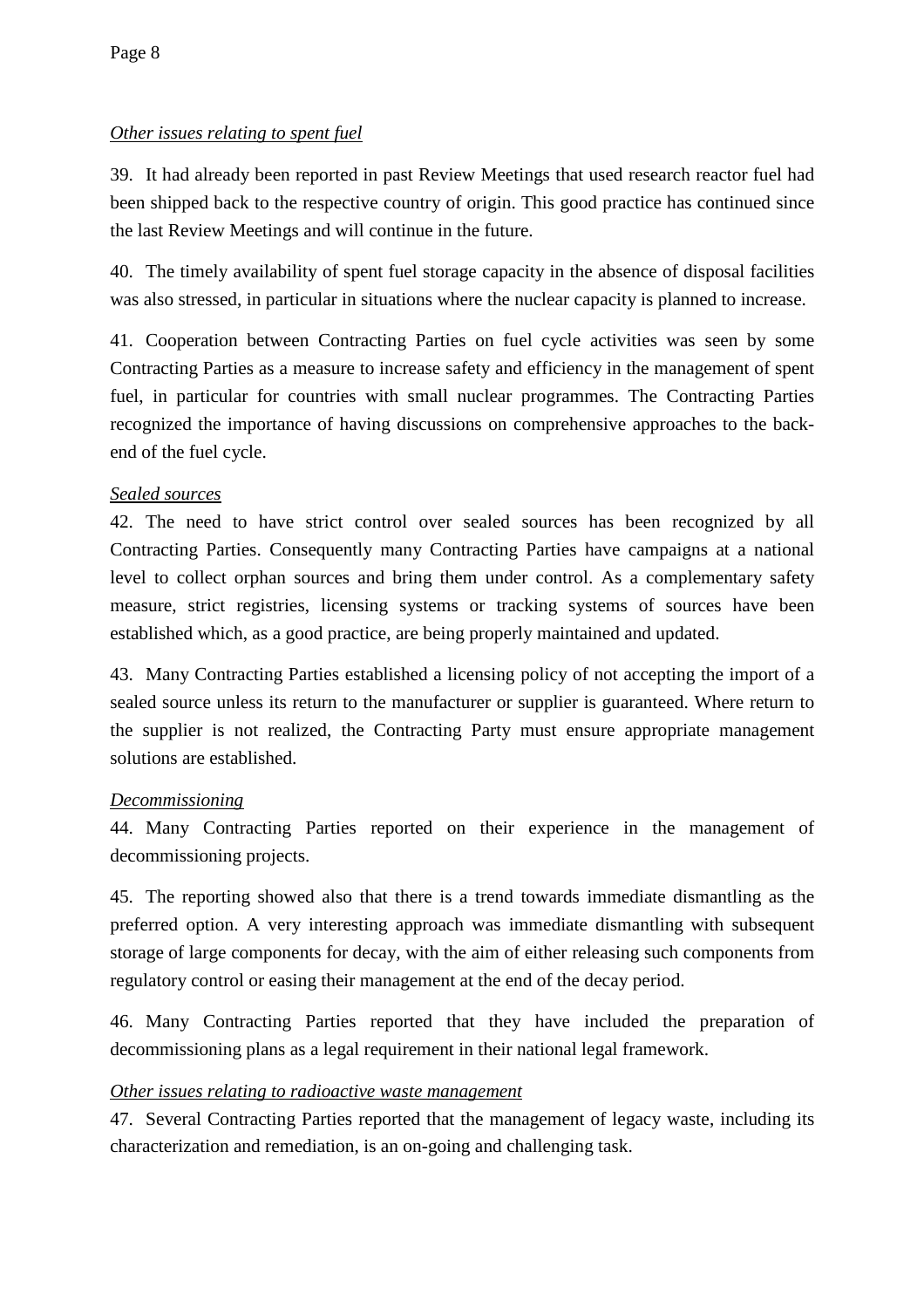*Other issues relating to spent fuel*

39. It had already been reported in past Review Meetings that used research reactor fuel had been shipped back to the respective country of origin. This good practice has continued since the last Review Meetings and will continue in the future.

40. The timely availability of spent fuel storage capacity in the absence of disposal facilities was also stressed, in particular in situations where the nuclear capacity is planned to increase.

41. Cooperation between Contracting Parties on fuel cycle activities was seen by some Contracting Parties as a measure to increase safety and efficiency in the management of spent fuel, in particular for countries with small nuclear programmes. The Contracting Parties recognized the importance of having discussions on comprehensive approaches to the back-end of the fuel cycle.

*Sealed sources*

42. The need to have strict control over sealed sources has been recognized by all Contracting Parties. Consequently many Contracting Parties have campaigns at a national level to collect orphan sources and bring them under control. As a complementary safety measure, strict registries, licensing systems or tracking systems of sources have been established which, as a good practice, are being properly maintained and updated.

43. Many Contracting Parties established a licensing policy of not accepting the import of a sealed source unless its return to the manufacturer or supplier is guaranteed. Where return to the supplier is not realized, the Contracting Party must ensure appropriate management solutions are established.

*Decommissioning*

44. Many Contracting Parties reported on their experience in the management of decommissioning projects.

45. The reporting showed also that there is a trend towards immediate dismantling as the preferred option. A very interesting approach was immediate dismantling with subsequent storage of large components for decay, with the aim of either releasing such components from regulatory control or easing their management at the end of the decay period.

46. Many Contracting Parties reported that they have included the preparation of decommissioning plans as a legal requirement in their national legal framework.

*Other issues relating to radioactive waste management*

47. Several Contracting Parties reported that the management of legacy waste, including its characterization and remediation, is an on-going and challenging task.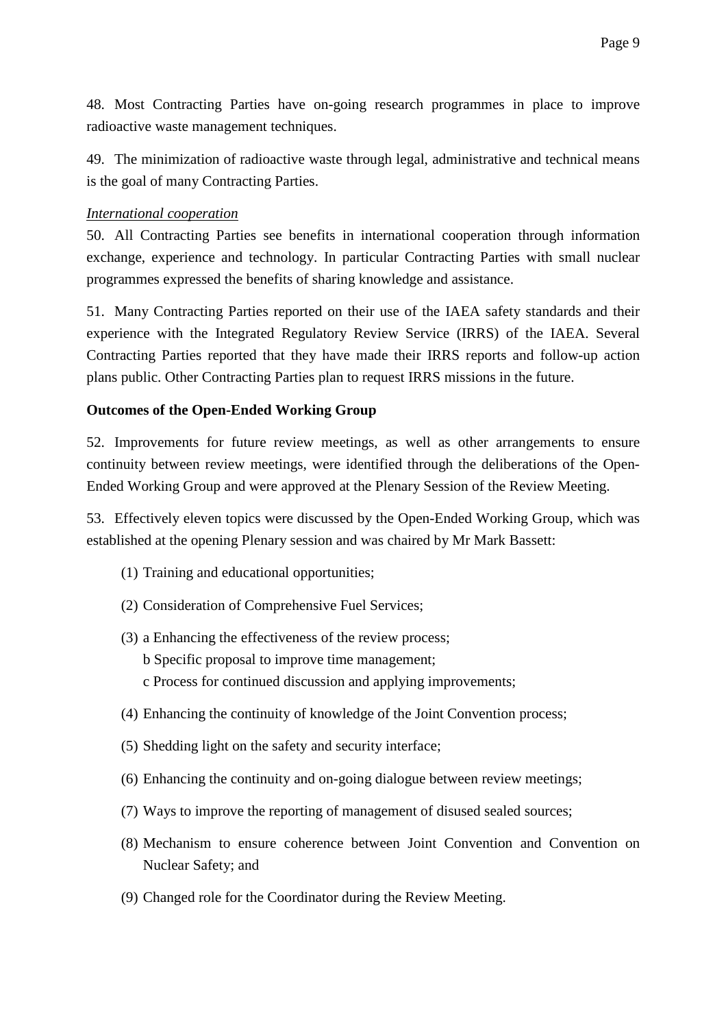48. Most Contracting Parties have on-going research programmes in place to improve radioactive waste management techniques.

49. The minimization of radioactive waste through legal, administrative and technical means is the goal of many Contracting Parties.

*International cooperation*

50. All Contracting Parties see benefits in international cooperation through information exchange, experience and technology. In particular Contracting Parties with small nuclear programmes expressed the benefits of sharing knowledge and assistance.

51. Many Contracting Parties reported on their use of the IAEA safety standards and their experience with the Integrated Regulatory Review Service (IRRS) of the IAEA. Several Contracting Parties reported that they have made their IRRS reports and follow-up action plans public. Other Contracting Parties plan to request IRRS missions in the future.

**Outcomes of the Open-Ended Working Group**

52. Improvements for future review meetings, as well as other arrangements to ensure continuity between review meetings, were identified through the deliberations of the Open-Ended Working Group and were approved at the Plenary Session of the Review Meeting.

53. Effectively eleven topics were discussed by the Open-Ended Working Group, which was established at the opening Plenary session and was chaired by Mr Mark Bassett:

(1) Training and educational opportunities;

(2) Consideration of Comprehensive Fuel Services;

(3) a Enhancing the effectiveness of the review process;
b Specific proposal to improve time management;
c Process for continued discussion and applying improvements;

(4) Enhancing the continuity of knowledge of the Joint Convention process;

(5) Shedding light on the safety and security interface;

(6) Enhancing the continuity and on-going dialogue between review meetings;

(7) Ways to improve the reporting of management of disused sealed sources;

(8) Mechanism to ensure coherence between Joint Convention and Convention on Nuclear Safety; and

(9) Changed role for the Coordinator during the Review Meeting.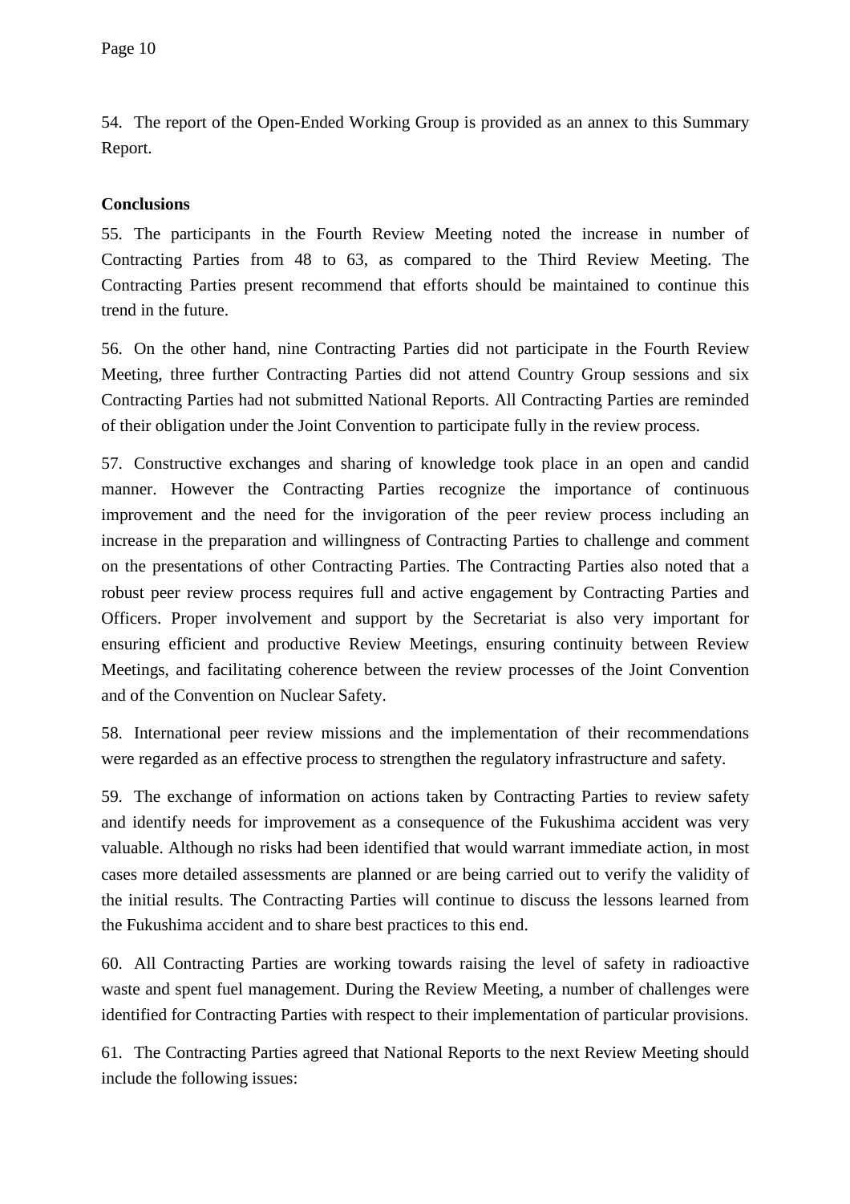54. The report of the Open-Ended Working Group is provided as an annex to this Summary Report.

**Conclusions**

55. The participants in the Fourth Review Meeting noted the increase in number of Contracting Parties from 48 to 63, as compared to the Third Review Meeting. The Contracting Parties present recommend that efforts should be maintained to continue this trend in the future.

56. On the other hand, nine Contracting Parties did not participate in the Fourth Review Meeting, three further Contracting Parties did not attend Country Group sessions and six Contracting Parties had not submitted National Reports. All Contracting Parties are reminded of their obligation under the Joint Convention to participate fully in the review process.

57. Constructive exchanges and sharing of knowledge took place in an open and candid manner. However the Contracting Parties recognize the importance of continuous improvement and the need for the invigoration of the peer review process including an increase in the preparation and willingness of Contracting Parties to challenge and comment on the presentations of other Contracting Parties. The Contracting Parties also noted that a robust peer review process requires full and active engagement by Contracting Parties and Officers. Proper involvement and support by the Secretariat is also very important for ensuring efficient and productive Review Meetings, ensuring continuity between Review Meetings, and facilitating coherence between the review processes of the Joint Convention and of the Convention on Nuclear Safety.

58. International peer review missions and the implementation of their recommendations were regarded as an effective process to strengthen the regulatory infrastructure and safety.

59. The exchange of information on actions taken by Contracting Parties to review safety and identify needs for improvement as a consequence of the Fukushima accident was very valuable. Although no risks had been identified that would warrant immediate action, in most cases more detailed assessments are planned or are being carried out to verify the validity of the initial results. The Contracting Parties will continue to discuss the lessons learned from the Fukushima accident and to share best practices to this end.

60. All Contracting Parties are working towards raising the level of safety in radioactive waste and spent fuel management. During the Review Meeting, a number of challenges were identified for Contracting Parties with respect to their implementation of particular provisions.

61. The Contracting Parties agreed that National Reports to the next Review Meeting should include the following issues: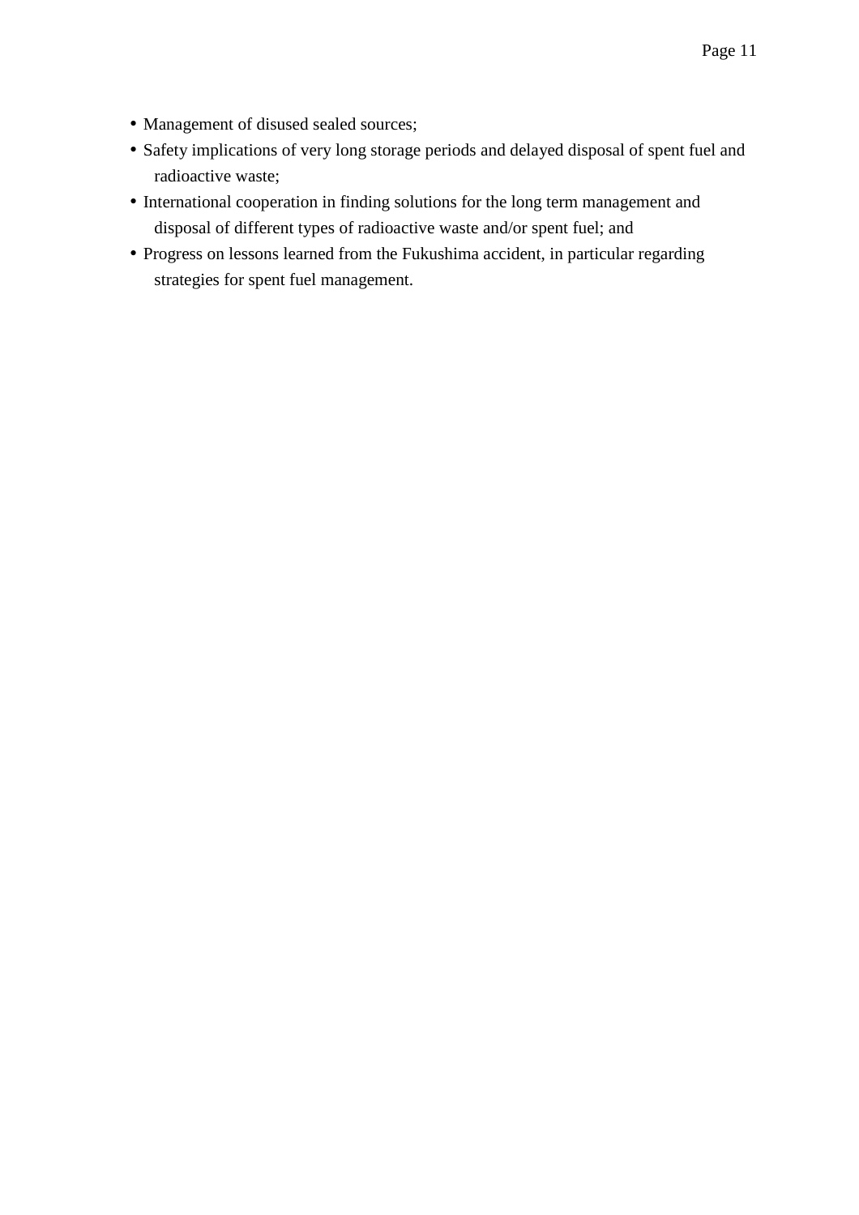- Management of disused sealed sources;
- Safety implications of very long storage periods and delayed disposal of spent fuel and radioactive waste;
- International cooperation in finding solutions for the long term management and disposal of different types of radioactive waste and/or spent fuel; and
- Progress on lessons learned from the Fukushima accident, in particular regarding strategies for spent fuel management.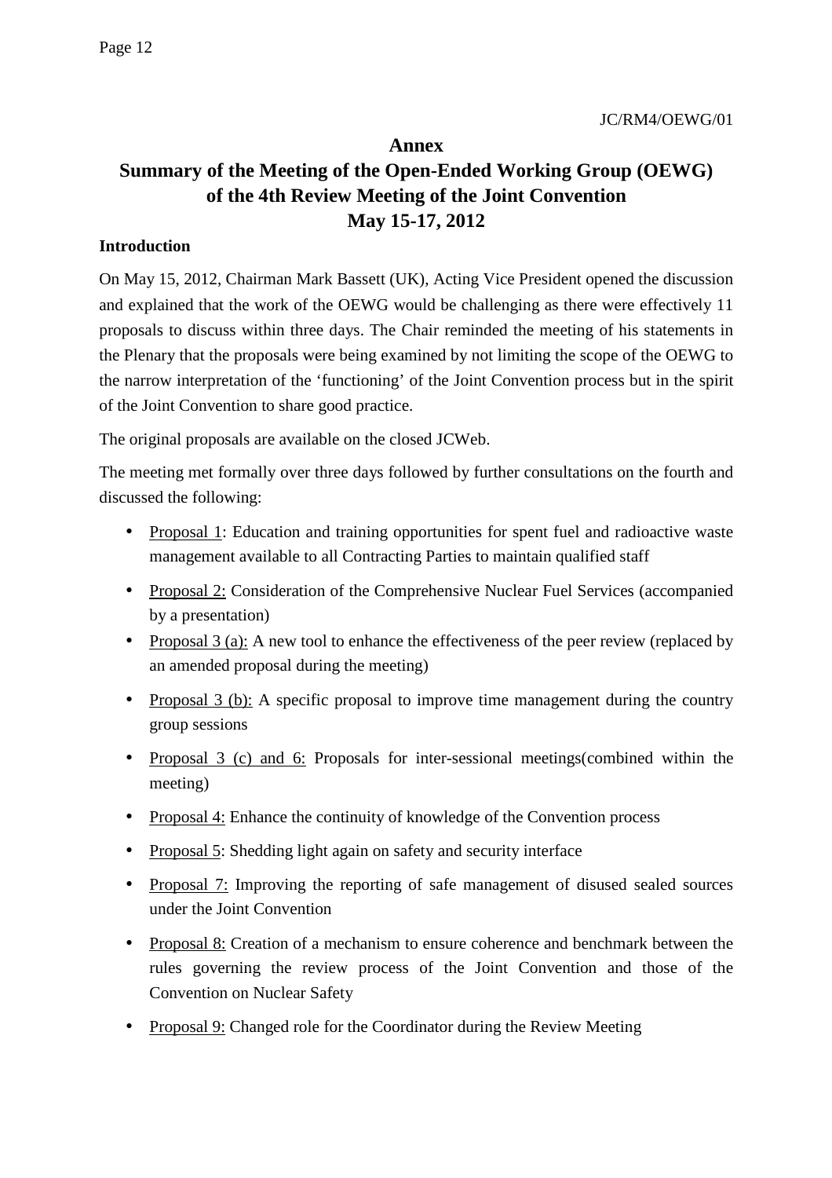JC/RM4/OEWG/01

# Annex

# Summary of the Meeting of the Open-Ended Working Group (OEWG) of the 4th Review Meeting of the Joint Convention May 15-17, 2012

### Introduction

On May 15, 2012, Chairman Mark Bassett (UK), Acting Vice President opened the discussion and explained that the work of the OEWG would be challenging as there were effectively 11 proposals to discuss within three days. The Chair reminded the meeting of his statements in the Plenary that the proposals were being examined by not limiting the scope of the OEWG to the narrow interpretation of the 'functioning' of the Joint Convention process but in the spirit of the Joint Convention to share good practice.

The original proposals are available on the closed JCWeb.

The meeting met formally over three days followed by further consultations on the fourth and discussed the following:

- Proposal 1: Education and training opportunities for spent fuel and radioactive waste management available to all Contracting Parties to maintain qualified staff
- Proposal 2: Consideration of the Comprehensive Nuclear Fuel Services (accompanied by a presentation)
- Proposal 3 (a): A new tool to enhance the effectiveness of the peer review (replaced by an amended proposal during the meeting)
- Proposal 3 (b): A specific proposal to improve time management during the country group sessions
- Proposal 3 (c) and 6: Proposals for inter-sessional meetings(combined within the meeting)
- Proposal 4: Enhance the continuity of knowledge of the Convention process
- Proposal 5: Shedding light again on safety and security interface
- Proposal 7: Improving the reporting of safe management of disused sealed sources under the Joint Convention
- Proposal 8: Creation of a mechanism to ensure coherence and benchmark between the rules governing the review process of the Joint Convention and those of the Convention on Nuclear Safety
- Proposal 9: Changed role for the Coordinator during the Review Meeting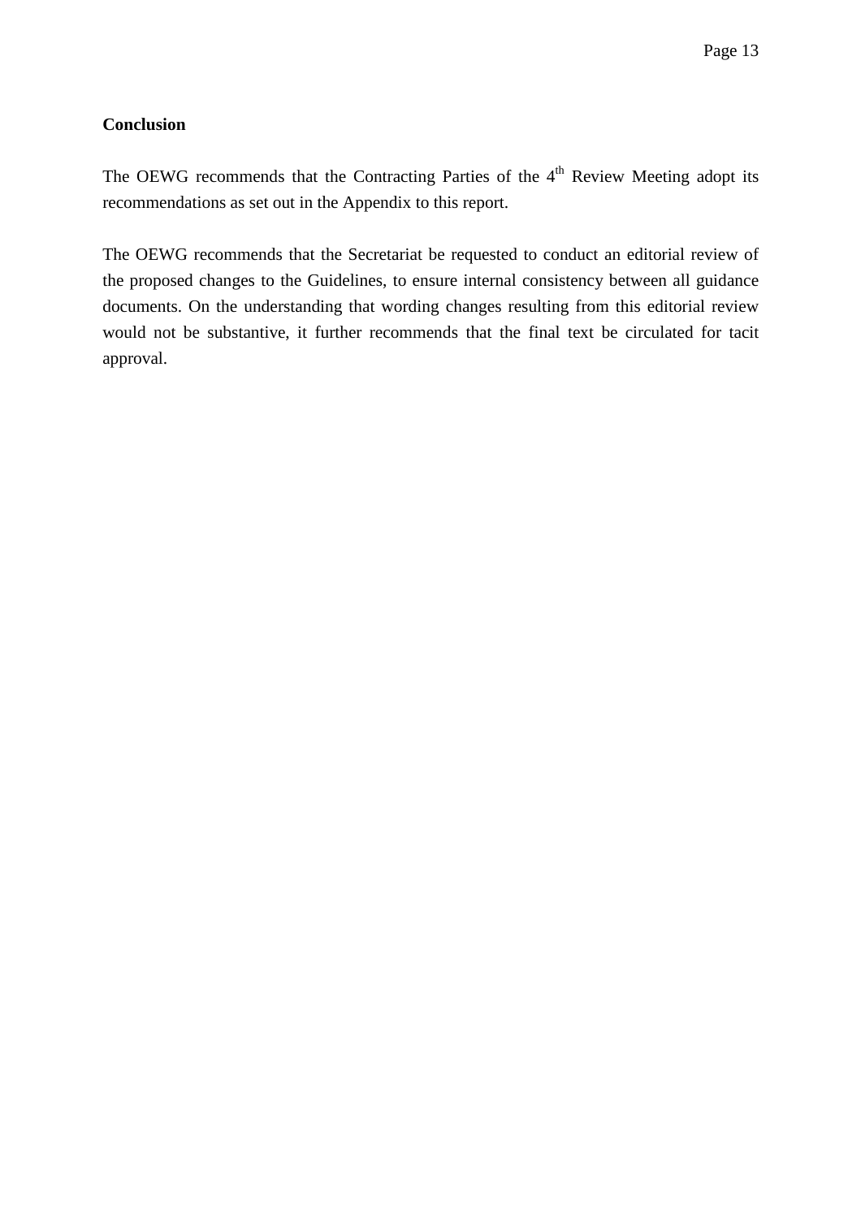**Conclusion**

The OEWG recommends that the Contracting Parties of the 4th Review Meeting adopt its recommendations as set out in the Appendix to this report.

The OEWG recommends that the Secretariat be requested to conduct an editorial review of the proposed changes to the Guidelines, to ensure internal consistency between all guidance documents. On the understanding that wording changes resulting from this editorial review would not be substantive, it further recommends that the final text be circulated for tacit approval.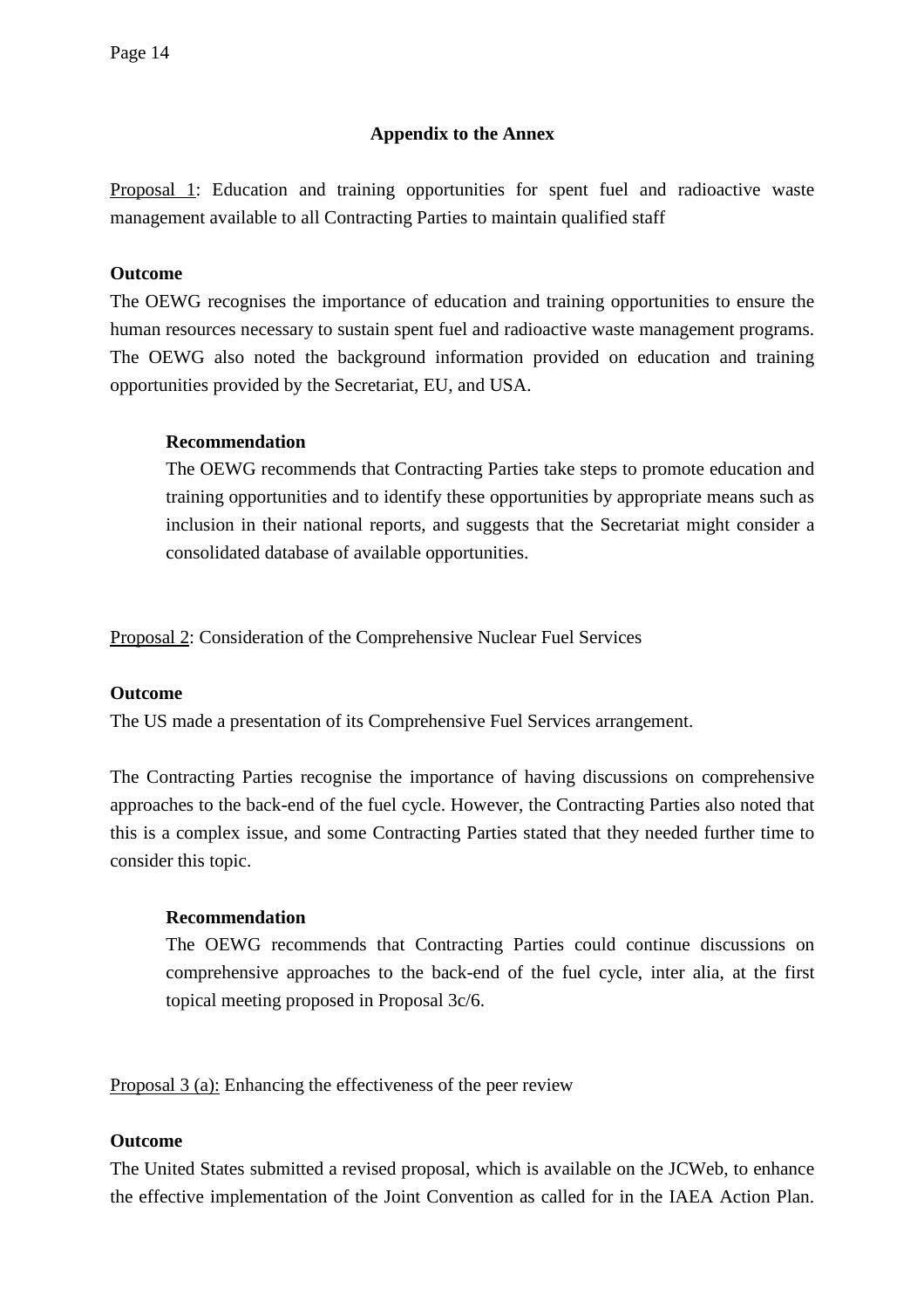## Appendix to the Annex

Proposal 1: Education and training opportunities for spent fuel and radioactive waste management available to all Contracting Parties to maintain qualified staff

**Outcome**

The OEWG recognises the importance of education and training opportunities to ensure the human resources necessary to sustain spent fuel and radioactive waste management programs. The OEWG also noted the background information provided on education and training opportunities provided by the Secretariat, EU, and USA.

> **Recommendation**
>
> The OEWG recommends that Contracting Parties take steps to promote education and training opportunities and to identify these opportunities by appropriate means such as inclusion in their national reports, and suggests that the Secretariat might consider a consolidated database of available opportunities.

Proposal 2: Consideration of the Comprehensive Nuclear Fuel Services

**Outcome**

The US made a presentation of its Comprehensive Fuel Services arrangement.

The Contracting Parties recognise the importance of having discussions on comprehensive approaches to the back-end of the fuel cycle. However, the Contracting Parties also noted that this is a complex issue, and some Contracting Parties stated that they needed further time to consider this topic.

> **Recommendation**
>
> The OEWG recommends that Contracting Parties could continue discussions on comprehensive approaches to the back-end of the fuel cycle, inter alia, at the first topical meeting proposed in Proposal 3c/6.

Proposal 3 (a): Enhancing the effectiveness of the peer review

**Outcome**

The United States submitted a revised proposal, which is available on the JCWeb, to enhance the effective implementation of the Joint Convention as called for in the IAEA Action Plan.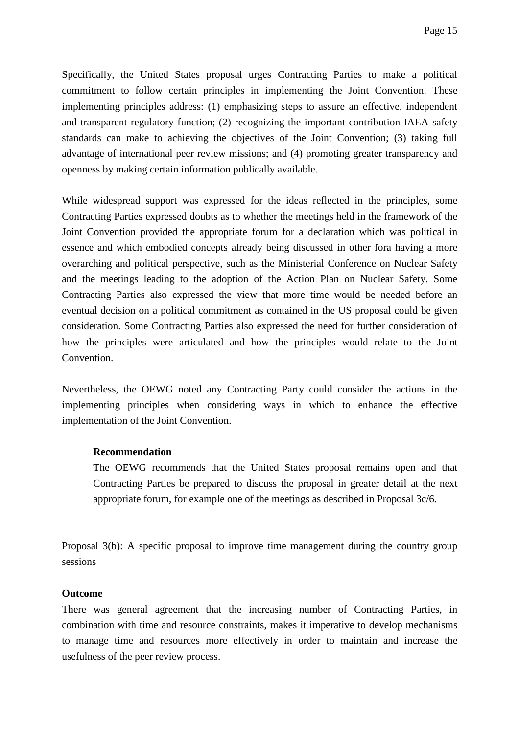Specifically, the United States proposal urges Contracting Parties to make a political commitment to follow certain principles in implementing the Joint Convention. These implementing principles address: (1) emphasizing steps to assure an effective, independent and transparent regulatory function; (2) recognizing the important contribution IAEA safety standards can make to achieving the objectives of the Joint Convention; (3) taking full advantage of international peer review missions; and (4) promoting greater transparency and openness by making certain information publically available.

While widespread support was expressed for the ideas reflected in the principles, some Contracting Parties expressed doubts as to whether the meetings held in the framework of the Joint Convention provided the appropriate forum for a declaration which was political in essence and which embodied concepts already being discussed in other fora having a more overarching and political perspective, such as the Ministerial Conference on Nuclear Safety and the meetings leading to the adoption of the Action Plan on Nuclear Safety. Some Contracting Parties also expressed the view that more time would be needed before an eventual decision on a political commitment as contained in the US proposal could be given consideration. Some Contracting Parties also expressed the need for further consideration of how the principles were articulated and how the principles would relate to the Joint Convention.

Nevertheless, the OEWG noted any Contracting Party could consider the actions in the implementing principles when considering ways in which to enhance the effective implementation of the Joint Convention.

> **Recommendation**
> The OEWG recommends that the United States proposal remains open and that Contracting Parties be prepared to discuss the proposal in greater detail at the next appropriate forum, for example one of the meetings as described in Proposal 3c/6.

Proposal 3(b): A specific proposal to improve time management during the country group sessions

**Outcome**

There was general agreement that the increasing number of Contracting Parties, in combination with time and resource constraints, makes it imperative to develop mechanisms to manage time and resources more effectively in order to maintain and increase the usefulness of the peer review process.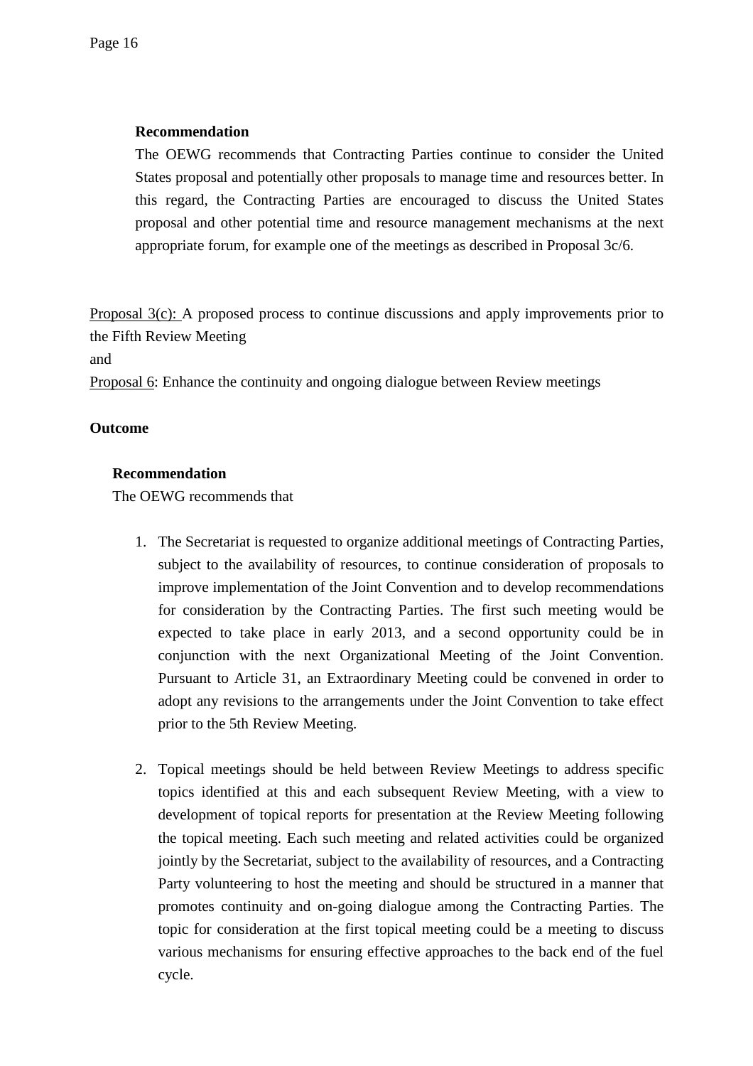**Recommendation**

The OEWG recommends that Contracting Parties continue to consider the United States proposal and potentially other proposals to manage time and resources better. In this regard, the Contracting Parties are encouraged to discuss the United States proposal and other potential time and resource management mechanisms at the next appropriate forum, for example one of the meetings as described in Proposal 3c/6.

<u>Proposal 3(c):</u> A proposed process to continue discussions and apply improvements prior to the Fifth Review Meeting

and

<u>Proposal 6</u>: Enhance the continuity and ongoing dialogue between Review meetings

**Outcome**

**Recommendation**

The OEWG recommends that

1. The Secretariat is requested to organize additional meetings of Contracting Parties, subject to the availability of resources, to continue consideration of proposals to improve implementation of the Joint Convention and to develop recommendations for consideration by the Contracting Parties. The first such meeting would be expected to take place in early 2013, and a second opportunity could be in conjunction with the next Organizational Meeting of the Joint Convention. Pursuant to Article 31, an Extraordinary Meeting could be convened in order to adopt any revisions to the arrangements under the Joint Convention to take effect prior to the 5th Review Meeting.

2. Topical meetings should be held between Review Meetings to address specific topics identified at this and each subsequent Review Meeting, with a view to development of topical reports for presentation at the Review Meeting following the topical meeting. Each such meeting and related activities could be organized jointly by the Secretariat, subject to the availability of resources, and a Contracting Party volunteering to host the meeting and should be structured in a manner that promotes continuity and on-going dialogue among the Contracting Parties. The topic for consideration at the first topical meeting could be a meeting to discuss various mechanisms for ensuring effective approaches to the back end of the fuel cycle.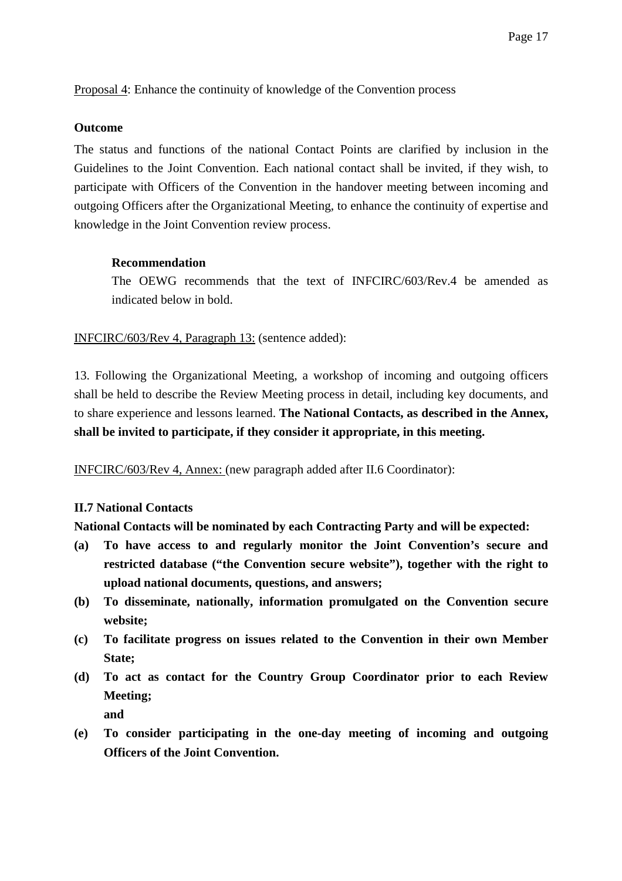Proposal 4: Enhance the continuity of knowledge of the Convention process

**Outcome**

The status and functions of the national Contact Points are clarified by inclusion in the Guidelines to the Joint Convention. Each national contact shall be invited, if they wish, to participate with Officers of the Convention in the handover meeting between incoming and outgoing Officers after the Organizational Meeting, to enhance the continuity of expertise and knowledge in the Joint Convention review process.

> **Recommendation**
>
> The OEWG recommends that the text of INFCIRC/603/Rev.4 be amended as indicated below in bold.

INFCIRC/603/Rev 4, Paragraph 13: (sentence added):

13. Following the Organizational Meeting, a workshop of incoming and outgoing officers shall be held to describe the Review Meeting process in detail, including key documents, and to share experience and lessons learned. **The National Contacts, as described in the Annex, shall be invited to participate, if they consider it appropriate, in this meeting.**

INFCIRC/603/Rev 4, Annex: (new paragraph added after II.6 Coordinator):

**II.7 National Contacts**

**National Contacts will be nominated by each Contracting Party and will be expected:**

- **(a) To have access to and regularly monitor the Joint Convention's secure and restricted database ("the Convention secure website"), together with the right to upload national documents, questions, and answers;**
- **(b) To disseminate, nationally, information promulgated on the Convention secure website;**
- **(c) To facilitate progress on issues related to the Convention in their own Member State;**
- **(d) To act as contact for the Country Group Coordinator prior to each Review Meeting;**
  **and**
- **(e) To consider participating in the one-day meeting of incoming and outgoing Officers of the Joint Convention.**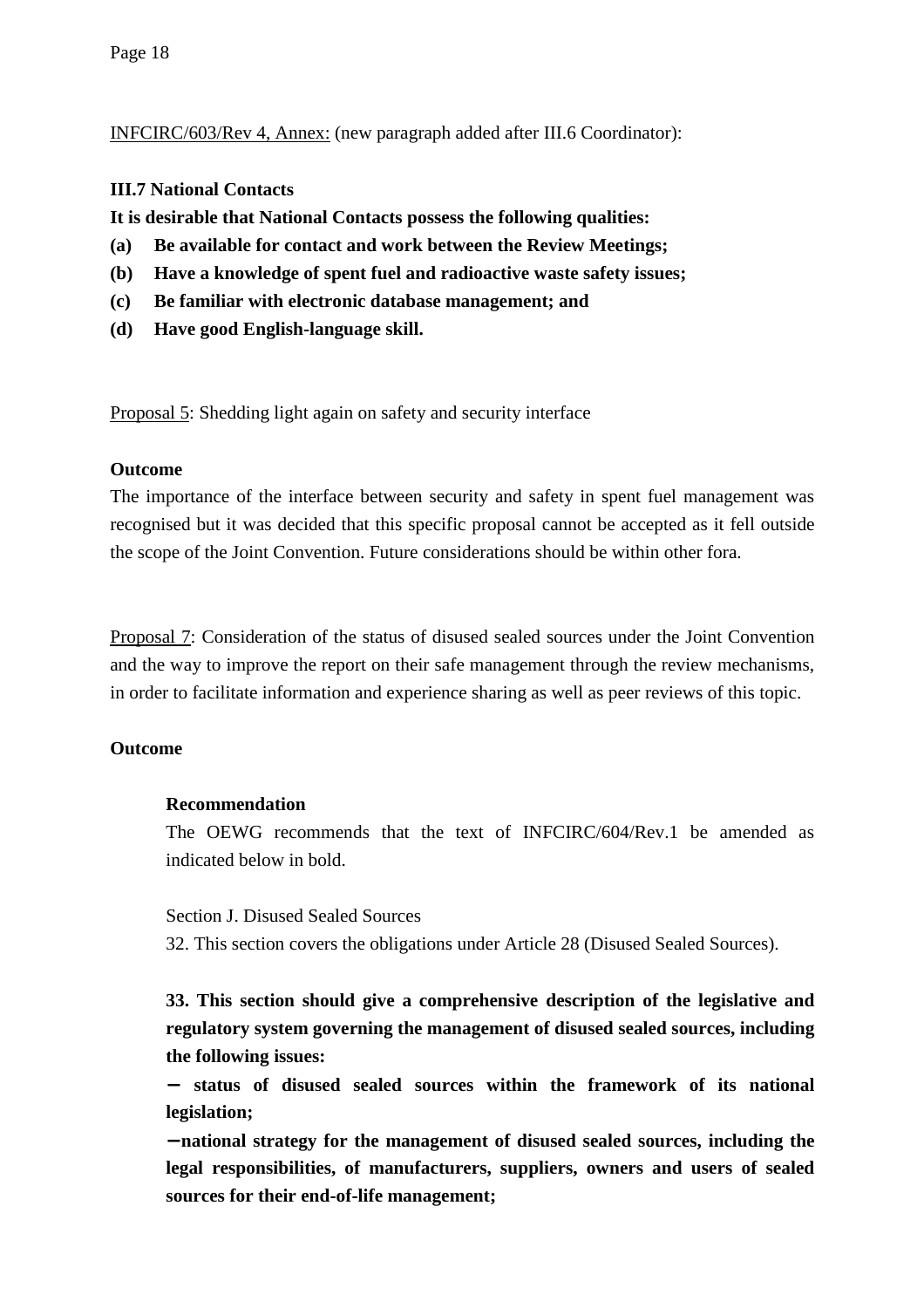<u>INFCIRC/603/Rev 4, Annex:</u> (new paragraph added after III.6 Coordinator):

**III.7 National Contacts**

**It is desirable that National Contacts possess the following qualities:**

**(a) Be available for contact and work between the Review Meetings;**

**(b) Have a knowledge of spent fuel and radioactive waste safety issues;**

**(c) Be familiar with electronic database management; and**

**(d) Have good English-language skill.**

<u>Proposal 5</u>: Shedding light again on safety and security interface

**Outcome**

The importance of the interface between security and safety in spent fuel management was recognised but it was decided that this specific proposal cannot be accepted as it fell outside the scope of the Joint Convention. Future considerations should be within other fora.

<u>Proposal 7</u>: Consideration of the status of disused sealed sources under the Joint Convention and the way to improve the report on their safe management through the review mechanisms, in order to facilitate information and experience sharing as well as peer reviews of this topic.

**Outcome**

> **Recommendation**
>
> The OEWG recommends that the text of INFCIRC/604/Rev.1 be amended as indicated below in bold.
>
> Section J. Disused Sealed Sources
>
> 32. This section covers the obligations under Article 28 (Disused Sealed Sources).
>
> **33. This section should give a comprehensive description of the legislative and regulatory system governing the management of disused sealed sources, including the following issues:**
>
> **– status of disused sealed sources within the framework of its national legislation;**
>
> **–national strategy for the management of disused sealed sources, including the legal responsibilities, of manufacturers, suppliers, owners and users of sealed sources for their end-of-life management;**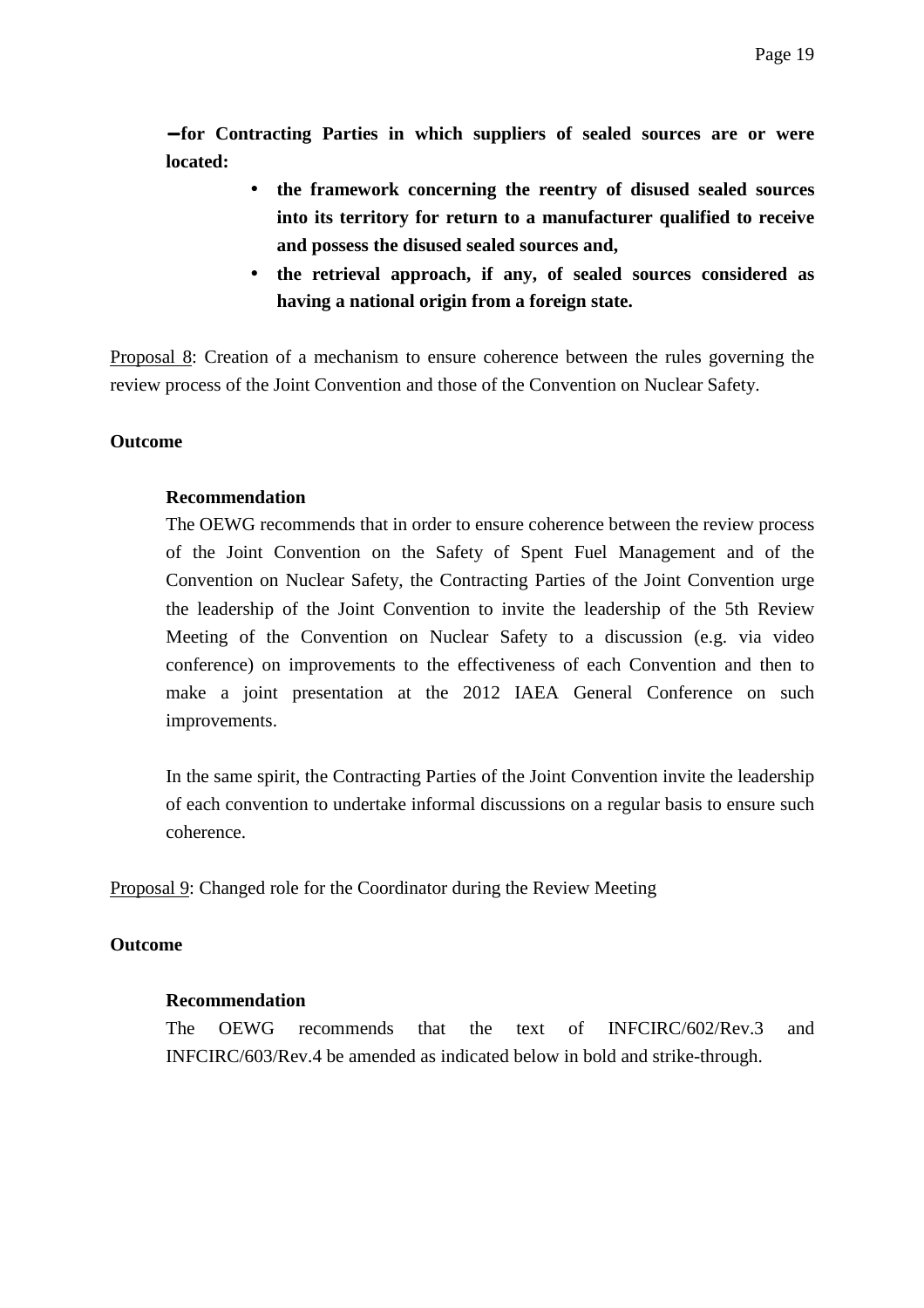**–for Contracting Parties in which suppliers of sealed sources are or were located:**

- **the framework concerning the reentry of disused sealed sources into its territory for return to a manufacturer qualified to receive and possess the disused sealed sources and,**
- **the retrieval approach, if any, of sealed sources considered as having a national origin from a foreign state.**

Proposal 8: Creation of a mechanism to ensure coherence between the rules governing the review process of the Joint Convention and those of the Convention on Nuclear Safety.

**Outcome**

**Recommendation**

The OEWG recommends that in order to ensure coherence between the review process of the Joint Convention on the Safety of Spent Fuel Management and of the Convention on Nuclear Safety, the Contracting Parties of the Joint Convention urge the leadership of the Joint Convention to invite the leadership of the 5th Review Meeting of the Convention on Nuclear Safety to a discussion (e.g. via video conference) on improvements to the effectiveness of each Convention and then to make a joint presentation at the 2012 IAEA General Conference on such improvements.

In the same spirit, the Contracting Parties of the Joint Convention invite the leadership of each convention to undertake informal discussions on a regular basis to ensure such coherence.

Proposal 9: Changed role for the Coordinator during the Review Meeting

**Outcome**

**Recommendation**

The OEWG recommends that the text of INFCIRC/602/Rev.3 and INFCIRC/603/Rev.4 be amended as indicated below in bold and strike-through.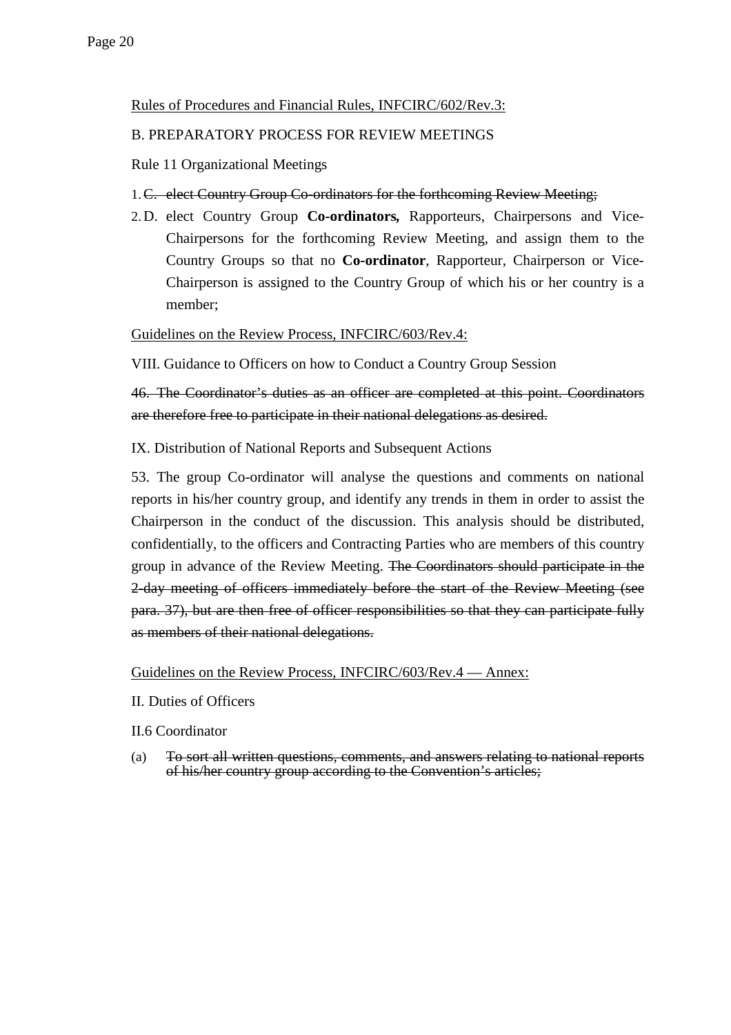Rules of Procedures and Financial Rules, INFCIRC/602/Rev.3:

B. PREPARATORY PROCESS FOR REVIEW MEETINGS

Rule 11 Organizational Meetings

1. ~~C. elect Country Group Co-ordinators for the forthcoming Review Meeting;~~
2. D. elect Country Group **Co-ordinators,** Rapporteurs, Chairpersons and Vice-Chairpersons for the forthcoming Review Meeting, and assign them to the Country Groups so that no **Co-ordinator**, Rapporteur, Chairperson or Vice-Chairperson is assigned to the Country Group of which his or her country is a member;

Guidelines on the Review Process, INFCIRC/603/Rev.4:

VIII. Guidance to Officers on how to Conduct a Country Group Session

~~46. The Coordinator's duties as an officer are completed at this point. Coordinators are therefore free to participate in their national delegations as desired.~~

IX. Distribution of National Reports and Subsequent Actions

53. The group Co-ordinator will analyse the questions and comments on national reports in his/her country group, and identify any trends in them in order to assist the Chairperson in the conduct of the discussion. This analysis should be distributed, confidentially, to the officers and Contracting Parties who are members of this country group in advance of the Review Meeting. ~~The Coordinators should participate in the 2-day meeting of officers immediately before the start of the Review Meeting (see para. 37), but are then free of officer responsibilities so that they can participate fully as members of their national delegations.~~

Guidelines on the Review Process, INFCIRC/603/Rev.4 — Annex:

II. Duties of Officers

II.6 Coordinator

(a) ~~To sort all written questions, comments, and answers relating to national reports of his/her country group according to the Convention's articles;~~